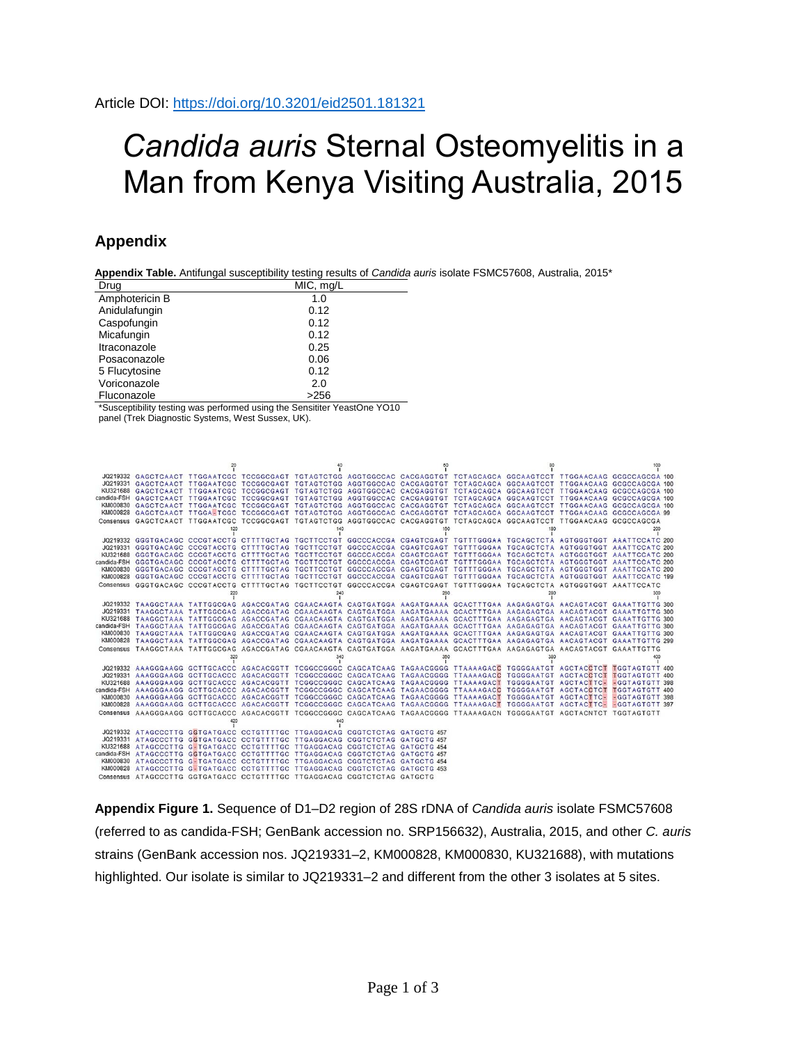Article DOI: https://doi.org/10.3201/eid2501.181321

# *Candida auris* Sternal Osteomyelitis in a Man from Kenya Visiting Australia, 2015

## Appendix

**Appendix Table.** Antifungal susceptibility testing results of *Candida auris* isolate FSMC57608, Australia, 2015*

| Drug | MIC, mg/L |
|---|---|
| Amphotericin B | 1.0 |
| Anidulafungin | 0.12 |
| Caspofungin | 0.12 |
| Micafungin | 0.12 |
| Itraconazole | 0.25 |
| Posaconazole | 0.06 |
| 5 Flucytosine | 0.12 |
| Voriconazole | 2.0 |
| Fluconazole | >256 |

*Susceptibility testing was performed using the Sensititer YeastOne YO10 panel (Trek Diagnostic Systems, West Sussex, UK).

```
JQ219332    GAGCTCAACT TTGGAATCGC TCCGGCGAGT TGTAGTCTGG AGGTGGCCAC CACGAGGTGT TCTAGCAGCA GGCAAGTCCT TTGGAACAAG GCGCCAGCGA 100
JQ219331    GAGCTCAACT TTGGAATCGC TCCGGCGAGT TGTAGTCTGG AGGTGGCCAC CACGAGGTGT TCTAGCAGCA GGCAAGTCCT TTGGAACAAG GCGCCAGCGA 100
KU321688    GAGCTCAACT TTGGAATCGC TCCGGCGAGT TGTAGTCTGG AGGTGGCCAC CACGAGGTGT TCTAGCAGCA GGCAAGTCCT TTGGAACAAG GCGCCAGCGA 100
candida-FSH GAGCTCAACT TTGGAATCGC TCCGGCGAGT TGTAGTCTGG AGGTGGCCAC CACGAGGTGT TCTAGCAGCA GGCAAGTCCT TTGGAACAAG GCGCCAGCGA 100
KM000830    GAGCTCAACT TTGGAATCGC TCCGGCGAGT TGTAGTCTGG AGGTGGCCAC CACGAGGTGT TCTAGCAGCA GGCAAGTCCT TTGGAACAAG GCGCCAGCGA 100
KM000828    GAGCTCAACT TTGGA-TCGC TCCGGCGAGT TGTAGTCTGG AGGTGGCCAC CACGAGGTGT TCTAGCAGCA GGCAAGTCCT TTGGAACAAG GCGCCAGCGA 99
Consensus   GAGCTCAACT TTGGAATCGC TCCGGCGAGT TGTAGTCTGG AGGTGGCCAC CACGAGGTGT TCTAGCAGCA GGCAAGTCCT TTGGAACAAG GCGCCAGCGA

JQ219332    GGGTGACAGC CCCGTACCTG CTTTTGCTAG TGCTTCCTGT GGCCCACCGA CGAGTCGAGT TGTTTGGGAA TGCAGCTCTA AGTGGGTGGT AAATTCCATC 200
JQ219331    GGGTGACAGC CCCGTACCTG CTTTTGCTAG TGCTTCCTGT GGCCCACCGA CGAGTCGAGT TGTTTGGGAA TGCAGCTCTA AGTGGGTGGT AAATTCCATC 200
KU321688    GGGTGACAGC CCCGTACCTG CTTTTGCTAG TGCTTCCTGT GGCCCACCGA CGAGTCGAGT TGTTTGGGAA TGCAGCTCTA AGTGGGTGGT AAATTCCATC 200
candida-FSH GGGTGACAGC CCCGTACCTG CTTTTGCTAG TGCTTCCTGT GGCCCACCGA CGAGTCGAGT TGTTTGGGAA TGCAGCTCTA AGTGGGTGGT AAATTCCATC 200
KM000830    GGGTGACAGC CCCGTACCTG CTTTTGCTAG TGCTTCCTGT GGCCCACCGA CGAGTCGAGT TGTTTGGGAA TGCAGCTCTA AGTGGGTGGT AAATTCCATC 200
KM000828    GGGTGACAGC CCCGTACCTG CTTTTGCTAG TGCTTCCTGT GGCCCACCGA CGAGTCGAGT TGTTTGGGAA TGCAGCTCTA AGTGGGTGGT AAATTCCATC 199
Consensus   GGGTGACAGC CCCGTACCTG CTTTTGCTAG TGCTTCCTGT GGCCCACCGA CGAGTCGAGT TGTTTGGGAA TGCAGCTCTA AGTGGGTGGT AAATTCCATC

JQ219332    TAAGGCTAAA TATTGGCGAG AGACCGATAG CGAACAAGTA CAGTGATGGA AAGATGAAAA GCACTTTGAA AAGAGAGTGA AACAGTACGT GAAATTGTTG 300
JQ219331    TAAGGCTAAA TATTGGCGAG AGACCGATAG CGAACAAGTA CAGTGATGGA AAGATGAAAA GCACTTTGAA AAGAGAGTGA AACAGTACGT GAAATTGTTG 300
KU321688    TAAGGCTAAA TATTGGCGAG AGACCGATAG CGAACAAGTA CAGTGATGGA AAGATGAAAA GCACTTTGAA AAGAGAGTGA AACAGTACGT GAAATTGTTG 300
candida-FSH TAAGGCTAAA TATTGGCGAG AGACCGATAG CGAACAAGTA CAGTGATGGA AAGATGAAAA GCACTTTGAA AAGAGAGTGA AACAGTACGT GAAATTGTTG 300
KM000830    TAAGGCTAAA TATTGGCGAG AGACCGATAG CGAACAAGTA CAGTGATGGA AAGATGAAAA GCACTTTGAA AAGAGAGTGA AACAGTACGT GAAATTGTTG 300
KM000828    TAAGGCTAAA TATTGGCGAG AGACCGATAG CGAACAAGTA CAGTGATGGA AAGATGAAAA GCACTTTGAA AAGAGAGTGA AACAGTACGT GAAATTGTTG 299
Consensus   TAAGGCTAAA TATTGGCGAG AGACCGATAG CGAACAAGTA CAGTGATGGA AAGATGAAAA GCACTTTGAA AAGAGAGTGA AACAGTACGT GAAATTGTTG

JQ219332    AAAGGGAAGG GCTTGCACCC AGACACGGTT TCGGCCGGGC CAGCATCAAG TAGAACGGGG TTAAAAGACC TGGGGAATGT AGCTACCTCT TGGTAGTGTT 400
JQ219331    AAAGGGAAGG GCTTGCACCC AGACACGGTT TCGGCCGGGC CAGCATCAAG TAGAACGGGG TTAAAAGACC TGGGGAATGT AGCTACCTCT TGGTAGTGTT 400
KU321688    AAAGGGAAGG GCTTGCACCC AGACACGGTT TCGGCCGGGC CAGCATCAAG TAGAACGGGG TTAAAAGACT TGGGGAATGT AGCTACTTC- -GGTAGTGTT 398
candida-FSH AAAGGGAAGG GCTTGCACCC AGACACGGTT TCGGCCGGGC CAGCATCAAG TAGAACGGGG TTAAAAGACC TGGGGAATGT AGCTACCTCT TGGTAGTGTT 400
KM000830    AAAGGGAAGG GCTTGCACCC AGACACGGTT TCGGCCGGGC CAGCATCAAG TAGAACGGGG TTAAAAGACT TGGGGAATGT AGCTACTTC- -GGTAGTGTT 398
KM000828    AAAGGGAAGG GCTTGCACCC AGACACGGTT TCGGCCGGGC CAGCATCAAG TAGAACGGGG TTAAAAGACT TGGGGAATGT AGCTACTTC- -GGTAGTGTT 397
Consensus   AAAGGGAAGG GCTTGCACCC AGACACGGTT TCGGCCGGGC CAGCATCAAG TAGAACGGGG TTAAAAGACN TGGGGAATGT AGCTACNTCT TGGTAGTGTT

JQ219332    ATAGCCCTTG GGTGATGACC CCTGTTTTGC TTGAGGACAG CGGTCTCTAG GATGCTG 457
JQ219331    ATAGCCCTTG GGTGATGACC CCTGTTTTGC TTGAGGACAG CGGTCTCTAG GATGCTG 457
KU321688    ATAGCCCTTG G-TGATGACC CCTGTTTTGC TTGAGGACAG CGGTCTCTAG GATGCTG 454
candida-FSH ATAGCCCTTG GGTGATGACC CCTGTTTTGC TTGAGGACAG CGGTCTCTAG GATGCTG 457
KM000830    ATAGCCCTTG G-TGATGACC CCTGTTTTGC TTGAGGACAG CGGTCTCTAG GATGCTG 454
KM000828    ATAGCCCTTG G-TGATGACC CCTGTTTTGC TTGAGGACAG CGGTCTCTAG GATGCTG 453
Consensus   ATAGCCCTTG GGTGATGACC CCTGTTTTGC TTGAGGACAG CGGTCTCTAG GATGCTG
```

**Appendix Figure 1.** Sequence of D1–D2 region of 28S rDNA of *Candida auris* isolate FSMC57608 (referred to as candida-FSH; GenBank accession no. SRP156632), Australia, 2015, and other *C. auris* strains (GenBank accession nos. JQ219331–2, KM000828, KM000830, KU321688), with mutations highlighted. Our isolate is similar to JQ219331–2 and different from the other 3 isolates at 5 sites.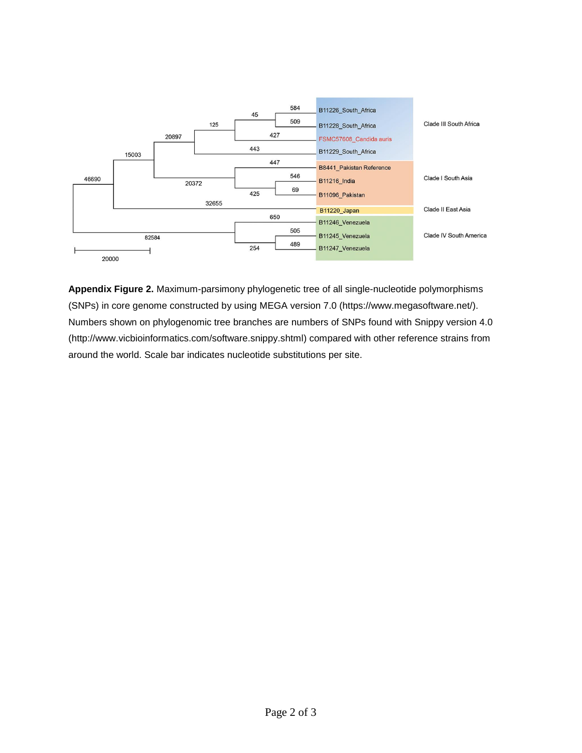**Appendix Figure 2.** Maximum-parsimony phylogenetic tree of all single-nucleotide polymorphisms (SNPs) in core genome constructed by using MEGA version 7.0 (https://www.megasoftware.net/). Numbers shown on phylogenomic tree branches are numbers of SNPs found with Snippy version 4.0 (http://www.vicbioinformatics.com/software.snippy.shtml) compared with other reference strains from around the world. Scale bar indicates nucleotide substitutions per site.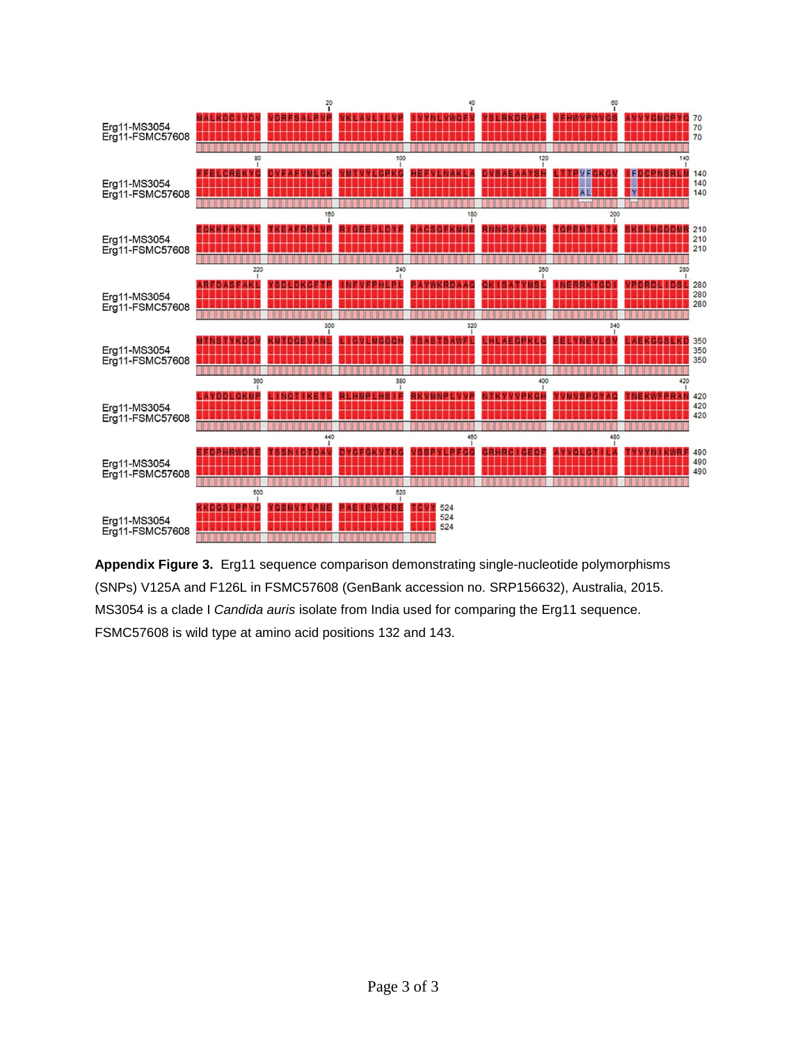**Appendix Figure 3.** Erg11 sequence comparison demonstrating single-nucleotide polymorphisms (SNPs) V125A and F126L in FSMC57608 (GenBank accession no. SRP156632), Australia, 2015. MS3054 is a clade I *Candida auris* isolate from India used for comparing the Erg11 sequence. FSMC57608 is wild type at amino acid positions 132 and 143.